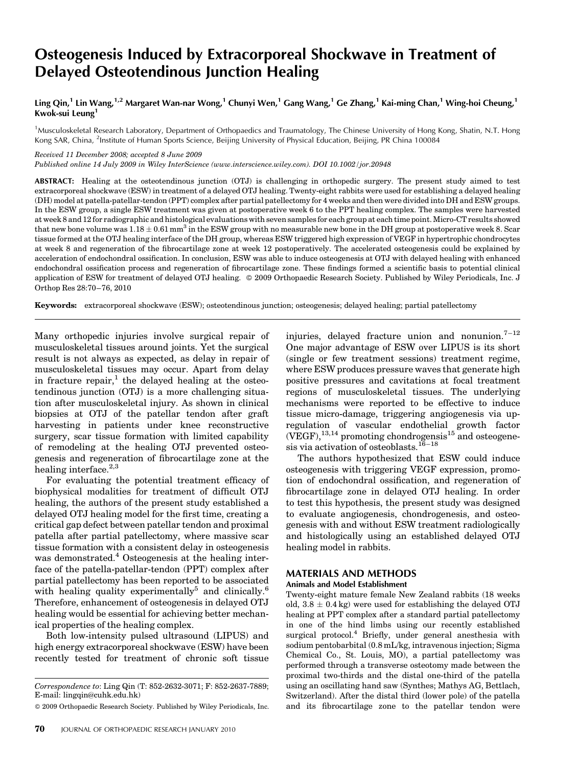# Osteogenesis Induced by Extracorporeal Shockwave in Treatment of Delayed Osteotendinous Junction Healing

Ling Qin,[1] Lin Wang,[1,2] Margaret Wan-nar Wong,[1] Chunyi Wen,[1] Gang Wang,[1] Ge Zhang,[1] Kai-ming Chan,[1] Wing-hoi Cheung,[1] Kwok-sui Leung[1]

[1]Musculoskeletal Research Laboratory, Department of Orthopaedics and Traumatology, The Chinese University of Hong Kong, Shatin, N.T. Hong Kong SAR, China, [2]Institute of Human Sports Science, Beijing University of Physical Education, Beijing, PR China 100084

*Received 11 December 2008; accepted 8 June 2009*

*Published online 14 July 2009 in Wiley InterScience (www.interscience.wiley.com). DOI 10.1002/jor.20948*

**ABSTRACT:** Healing at the osteotendinous junction (OTJ) is challenging in orthopedic surgery. The present study aimed to test extracorporeal shockwave (ESW) in treatment of a delayed OTJ healing. Twenty-eight rabbits were used for establishing a delayed healing (DH) model at patella-patellar-tendon (PPT) complex after partial patellectomy for 4 weeks and then were divided into DH and ESW groups. In the ESW group, a single ESW treatment was given at postoperative week 6 to the PPT healing complex. The samples were harvested at week 8 and 12 for radiographic and histological evaluations with seven samples for each group at each time point. Micro-CT results showed that new bone volume was $1.18 \pm 0.61\ mm^3$ in the ESW group with no measurable new bone in the DH group at postoperative week 8. Scar tissue formed at the OTJ healing interface of the DH group, whereas ESW triggered high expression of VEGF in hypertrophic chondrocytes at week 8 and regeneration of the fibrocartilage zone at week 12 postoperatively. The accelerated osteogenesis could be explained by acceleration of endochondral ossification. In conclusion, ESW was able to induce osteogenesis at OTJ with delayed healing with enhanced endochondral ossification process and regeneration of fibrocartilage zone. These findings formed a scientific basis to potential clinical application of ESW for treatment of delayed OTJ healing. © 2009 Orthopaedic Research Society. Published by Wiley Periodicals, Inc. J Orthop Res 28:70–76, 2010

**Keywords:** extracorporeal shockwave (ESW); osteotendinous junction; osteogenesis; delayed healing; partial patellectomy

Many orthopedic injuries involve surgical repair of musculoskeletal tissues around joints. Yet the surgical result is not always as expected, as delay in repair of musculoskeletal tissues may occur. Apart from delay in fracture repair,[1] the delayed healing at the osteotendinous junction (OTJ) is a more challenging situation after musculoskeletal injury. As shown in clinical biopsies at OTJ of the patellar tendon after graft harvesting in patients under knee reconstructive surgery, scar tissue formation with limited capability of remodeling at the healing OTJ prevented osteogenesis and regeneration of fibrocartilage zone at the healing interface.[2,3]

For evaluating the potential treatment efficacy of biophysical modalities for treatment of difficult OTJ healing, the authors of the present study established a delayed OTJ healing model for the first time, creating a critical gap defect between patellar tendon and proximal patella after partial patellectomy, where massive scar tissue formation with a consistent delay in osteogenesis was demonstrated.[4] Osteogenesis at the healing interface of the patella-patellar-tendon (PPT) complex after partial patellectomy has been reported to be associated with healing quality experimentally[5] and clinically.[6] Therefore, enhancement of osteogenesis in delayed OTJ healing would be essential for achieving better mechanical properties of the healing complex.

Both low-intensity pulsed ultrasound (LIPUS) and high energy extracorporeal shockwave (ESW) have been recently tested for treatment of chronic soft tissue injuries, delayed fracture union and nonunion.[7–12] One major advantage of ESW over LIPUS is its short (single or few treatment sessions) treatment regime, where ESW produces pressure waves that generate high positive pressures and cavitations at focal treatment regions of musculoskeletal tissues. The underlying mechanisms were reported to be effective to induce tissue micro-damage, triggering angiogenesis via up-regulation of vascular endothelial growth factor (VEGF),[13,14] promoting chondrogensis[15] and osteogenesis via activation of osteoblasts.[16–18]

The authors hypothesized that ESW could induce osteogenesis with triggering VEGF expression, promotion of endochondral ossification, and regeneration of fibrocartilage zone in delayed OTJ healing. In order to test this hypothesis, the present study was designed to evaluate angiogenesis, chondrogenesis, and osteogenesis with and without ESW treatment radiologically and histologically using an established delayed OTJ healing model in rabbits.

## MATERIALS AND METHODS

### Animals and Model Establishment

Twenty-eight mature female New Zealand rabbits (18 weeks old, $3.8 \pm 0.4$ kg) were used for establishing the delayed OTJ healing at PPT complex after a standard partial patellectomy in one of the hind limbs using our recently established surgical protocol.[4] Briefly, under general anesthesia with sodium pentobarbital (0.8 mL/kg, intravenous injection; Sigma Chemical Co., St. Louis, MO), a partial patellectomy was performed through a transverse osteotomy made between the proximal two-thirds and the distal one-third of the patella using an oscillating hand saw (Synthes; Mathys AG, Bettlach, Switzerland). After the distal third (lower pole) of the patella and its fibrocartilage zone to the patellar tendon were

*Correspondence to*: Ling Qin (T: 852-2632-3071; F: 852-2637-7889; E-mail: lingqin@cuhk.edu.hk)

© 2009 Orthopaedic Research Society. Published by Wiley Periodicals, Inc.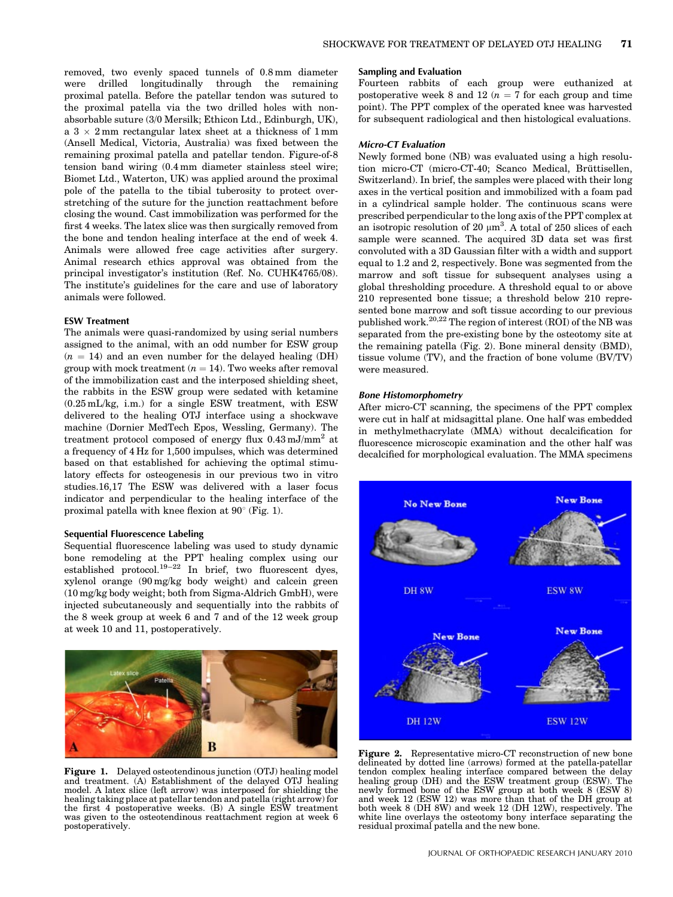removed, two evenly spaced tunnels of 0.8 mm diameter were drilled longitudinally through the remaining proximal patella. Before the patellar tendon was sutured to the proximal patella via the two drilled holes with non-absorbable suture (3/0 Mersilk; Ethicon Ltd., Edinburgh, UK), a $3 \times 2$ mm rectangular latex sheet at a thickness of 1 mm (Ansell Medical, Victoria, Australia) was fixed between the remaining proximal patella and patellar tendon. Figure-of-8 tension band wiring (0.4 mm diameter stainless steel wire; Biomet Ltd., Waterton, UK) was applied around the proximal pole of the patella to the tibial tuberosity to protect over-stretching of the suture for the junction reattachment before closing the wound. Cast immobilization was performed for the first 4 weeks. The latex slice was then surgically removed from the bone and tendon healing interface at the end of week 4. Animals were allowed free cage activities after surgery. Animal research ethics approval was obtained from the principal investigator's institution (Ref. No. CUHK4765/08). The institute's guidelines for the care and use of laboratory animals were followed.

### ESW Treatment

The animals were quasi-randomized by using serial numbers assigned to the animal, with an odd number for ESW group ($n = 14$) and an even number for the delayed healing (DH) group with mock treatment ($n = 14$). Two weeks after removal of the immobilization cast and the interposed shielding sheet, the rabbits in the ESW group were sedated with ketamine (0.25 mL/kg, i.m.) for a single ESW treatment, with ESW delivered to the healing OTJ interface using a shockwave machine (Dornier MedTech Epos, Wessling, Germany). The treatment protocol composed of energy flux 0.43 mJ/mm$^2$ at a frequency of 4 Hz for 1,500 impulses, which was determined based on that established for achieving the optimal stimulatory effects for osteogenesis in our previous two in vitro studies.16,17 The ESW was delivered with a laser focus indicator and perpendicular to the healing interface of the proximal patella with knee flexion at 90° (Fig. 1).

### Sequential Fluorescence Labeling

Sequential fluorescence labeling was used to study dynamic bone remodeling at the PPT healing complex using our established protocol.[19–22] In brief, two fluorescent dyes, xylenol orange (90 mg/kg body weight) and calcein green (10 mg/kg body weight; both from Sigma-Aldrich GmbH), were injected subcutaneously and sequentially into the rabbits of the 8 week group at week 6 and 7 and of the 12 week group at week 10 and 11, postoperatively.

**Figure 1.** Delayed osteotendinous junction (OTJ) healing model and treatment. (A) Establishment of the delayed OTJ healing model. A latex slice (left arrow) was interposed for shielding the healing taking place at patellar tendon and patella (right arrow) for the first 4 postoperative weeks. (B) A single ESW treatment was given to the osteotendinous reattachment region at week 6 postoperatively.

### Sampling and Evaluation

Fourteen rabbits of each group were euthanized at postoperative week 8 and 12 ($n = 7$ for each group and time point). The PPT complex of the operated knee was harvested for subsequent radiological and then histological evaluations.

#### *Micro-CT Evaluation*

Newly formed bone (NB) was evaluated using a high resolution micro-CT (micro-CT-40; Scanco Medical, Brüttisellen, Switzerland). In brief, the samples were placed with their long axes in the vertical position and immobilized with a foam pad in a cylindrical sample holder. The continuous scans were prescribed perpendicular to the long axis of the PPT complex at an isotropic resolution of 20 µm$^3$. A total of 250 slices of each sample were scanned. The acquired 3D data set was first convoluted with a 3D Gaussian filter with a width and support equal to 1.2 and 2, respectively. Bone was segmented from the marrow and soft tissue for subsequent analyses using a global thresholding procedure. A threshold equal to or above 210 represented bone tissue; a threshold below 210 represented bone marrow and soft tissue according to our previous published work.[20,22] The region of interest (ROI) of the NB was separated from the pre-existing bone by the osteotomy site at the remaining patella (Fig. 2). Bone mineral density (BMD), tissue volume (TV), and the fraction of bone volume (BV/TV) were measured.

#### *Bone Histomorphometry*

After micro-CT scanning, the specimens of the PPT complex were cut in half at midsagittal plane. One half was embedded in methylmethacrylate (MMA) without decalcification for fluorescence microscopic examination and the other half was decalcified for morphological evaluation. The MMA specimens

**Figure 2.** Representative micro-CT reconstruction of new bone delineated by dotted line (arrows) formed at the patella-patellar tendon complex healing interface compared between the delay healing group (DH) and the ESW treatment group (ESW). The newly formed bone of the ESW group at both week 8 (ESW 8) and week 12 (ESW 12) was more than that of the DH group at both week 8 (DH 8W) and week 12 (DH 12W), respectively. The white line overlays the osteotomy bony interface separating the residual proximal patella and the new bone.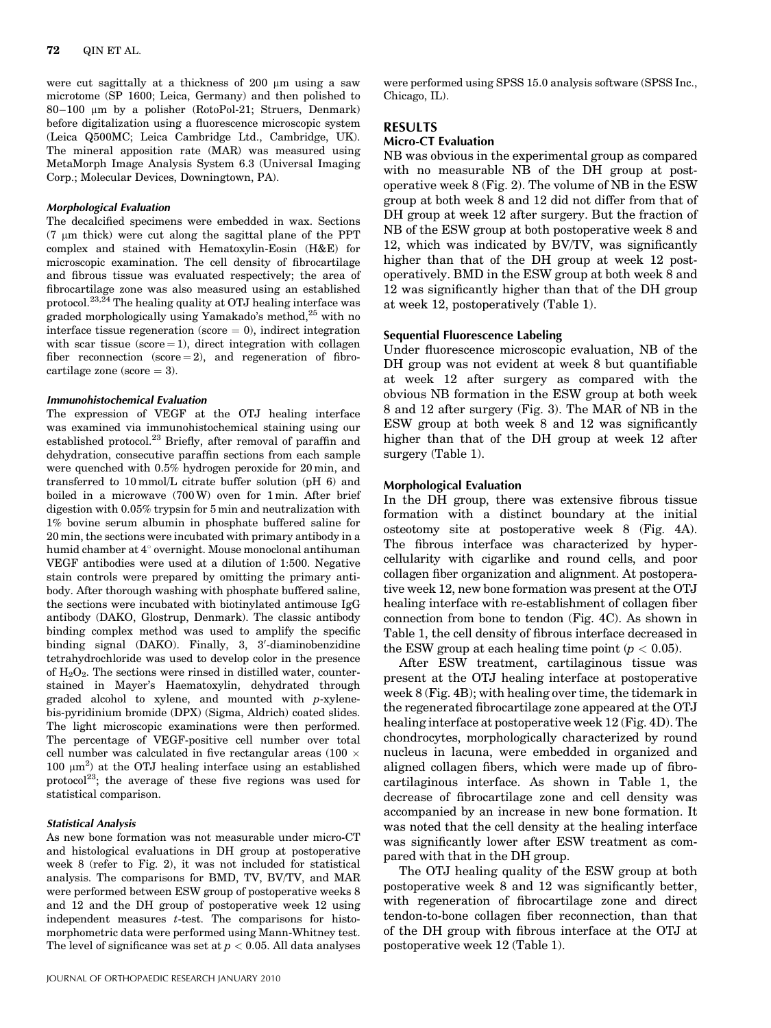were cut sagittally at a thickness of 200 μm using a saw microtome (SP 1600; Leica, Germany) and then polished to 80–100 μm by a polisher (RotoPol-21; Struers, Denmark) before digitalization using a fluorescence microscopic system (Leica Q500MC; Leica Cambridge Ltd., Cambridge, UK). The mineral apposition rate (MAR) was measured using MetaMorph Image Analysis System 6.3 (Universal Imaging Corp.; Molecular Devices, Downingtown, PA).

#### *Morphological Evaluation*

The decalcified specimens were embedded in wax. Sections (7 μm thick) were cut along the sagittal plane of the PPT complex and stained with Hematoxylin-Eosin (H&E) for microscopic examination. The cell density of fibrocartilage and fibrous tissue was evaluated respectively; the area of fibrocartilage zone was also measured using an established protocol.[23,24] The healing quality at OTJ healing interface was graded morphologically using Yamakado's method,[25] with no interface tissue regeneration (score = 0), indirect integration with scar tissue (score = 1), direct integration with collagen fiber reconnection (score = 2), and regeneration of fibrocartilage zone (score = 3).

#### *Immunohistochemical Evaluation*

The expression of VEGF at the OTJ healing interface was examined via immunohistochemical staining using our established protocol.[23] Briefly, after removal of paraffin and dehydration, consecutive paraffin sections from each sample were quenched with 0.5% hydrogen peroxide for 20 min, and transferred to 10 mmol/L citrate buffer solution (pH 6) and boiled in a microwave (700 W) oven for 1 min. After brief digestion with 0.05% trypsin for 5 min and neutralization with 1% bovine serum albumin in phosphate buffered saline for 20 min, the sections were incubated with primary antibody in a humid chamber at 4° overnight. Mouse monoclonal antihuman VEGF antibodies were used at a dilution of 1:500. Negative stain controls were prepared by omitting the primary antibody. After thorough washing with phosphate buffered saline, the sections were incubated with biotinylated antimouse IgG antibody (DAKO, Glostrup, Denmark). The classic antibody binding complex method was used to amplify the specific binding signal (DAKO). Finally, 3, 3′-diaminobenzidine tetrahydrochloride was used to develop color in the presence of $H_2O_2$. The sections were rinsed in distilled water, counterstained in Mayer's Haematoxylin, dehydrated through graded alcohol to xylene, and mounted with *p*-xylene-bis-pyridinium bromide (DPX) (Sigma, Aldrich) coated slides. The light microscopic examinations were then performed. The percentage of VEGF-positive cell number over total cell number was calculated in five rectangular areas (100 × 100 $\mu m^2$) at the OTJ healing interface using an established protocol[23]; the average of these five regions was used for statistical comparison.

#### *Statistical Analysis*

As new bone formation was not measurable under micro-CT and histological evaluations in DH group at postoperative week 8 (refer to Fig. 2), it was not included for statistical analysis. The comparisons for BMD, TV, BV/TV, and MAR were performed between ESW group of postoperative weeks 8 and 12 and the DH group of postoperative week 12 using independent measures *t*-test. The comparisons for histomorphometric data were performed using Mann-Whitney test. The level of significance was set at $p < 0.05$. All data analyses were performed using SPSS 15.0 analysis software (SPSS Inc., Chicago, IL).

## RESULTS

### Micro-CT Evaluation

NB was obvious in the experimental group as compared with no measurable NB of the DH group at postoperative week 8 (Fig. 2). The volume of NB in the ESW group at both week 8 and 12 did not differ from that of DH group at week 12 after surgery. But the fraction of NB of the ESW group at both postoperative week 8 and 12, which was indicated by BV/TV, was significantly higher than that of the DH group at week 12 postoperatively. BMD in the ESW group at both week 8 and 12 was significantly higher than that of the DH group at week 12, postoperatively (Table 1).

### Sequential Fluorescence Labeling

Under fluorescence microscopic evaluation, NB of the DH group was not evident at week 8 but quantifiable at week 12 after surgery as compared with the obvious NB formation in the ESW group at both week 8 and 12 after surgery (Fig. 3). The MAR of NB in the ESW group at both week 8 and 12 was significantly higher than that of the DH group at week 12 after surgery (Table 1).

### Morphological Evaluation

In the DH group, there was extensive fibrous tissue formation with a distinct boundary at the initial osteotomy site at postoperative week 8 (Fig. 4A). The fibrous interface was characterized by hypercellularity with cigarlike and round cells, and poor collagen fiber organization and alignment. At postoperative week 12, new bone formation was present at the OTJ healing interface with re-establishment of collagen fiber connection from bone to tendon (Fig. 4C). As shown in Table 1, the cell density of fibrous interface decreased in the ESW group at each healing time point ($p < 0.05$).

After ESW treatment, cartilaginous tissue was present at the OTJ healing interface at postoperative week 8 (Fig. 4B); with healing over time, the tidemark in the regenerated fibrocartilage zone appeared at the OTJ healing interface at postoperative week 12 (Fig. 4D). The chondrocytes, morphologically characterized by round nucleus in lacuna, were embedded in organized and aligned collagen fibers, which were made up of fibrocartilaginous interface. As shown in Table 1, the decrease of fibrocartilage zone and cell density was accompanied by an increase in new bone formation. It was noted that the cell density at the healing interface was significantly lower after ESW treatment as compared with that in the DH group.

The OTJ healing quality of the ESW group at both postoperative week 8 and 12 was significantly better, with regeneration of fibrocartilage zone and direct tendon-to-bone collagen fiber reconnection, than that of the DH group with fibrous interface at the OTJ at postoperative week 12 (Table 1).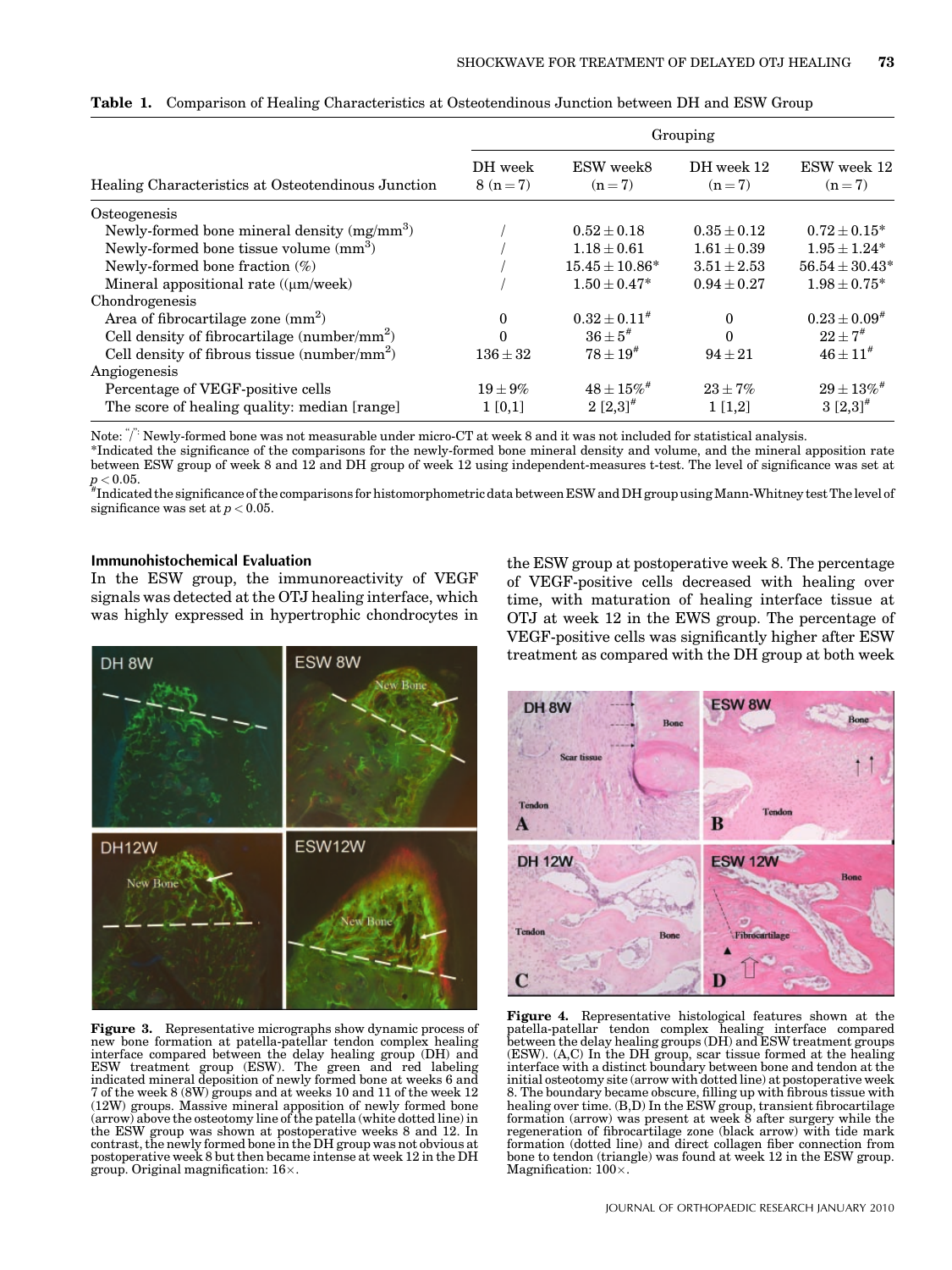**Table 1.** Comparison of Healing Characteristics at Osteotendinous Junction between DH and ESW Group

| Healing Characteristics at Osteotendinous Junction | DH week 8 (n = 7) | ESW week8 (n = 7) | DH week 12 (n = 7) | ESW week 12 (n = 7) |
|---|---|---|---|---|
| Osteogenesis | | | | |
| Newly-formed bone mineral density ($mg/mm^3$) | / | $0.52 \pm 0.18$ | $0.35 \pm 0.12$ | $0.72 \pm 0.15$* |
| Newly-formed bone tissue volume ($mm^3$) | / | $1.18 \pm 0.61$ | $1.61 \pm 0.39$ | $1.95 \pm 1.24$* |
| Newly-formed bone fraction (%) | / | $15.45 \pm 10.86$* | $3.51 \pm 2.53$ | $56.54 \pm 30.43$* |
| Mineral appositional rate ((μm/week) | / | $1.50 \pm 0.47$* | $0.94 \pm 0.27$ | $1.98 \pm 0.75$* |
| Chondrogenesis | | | | |
| Area of fibrocartilage zone ($mm^2$) | 0 | $0.32 \pm 0.11$# | 0 | $0.23 \pm 0.09$# |
| Cell density of fibrocartilage ($number/mm^2$) | 0 | $36 \pm 5$# | 0 | $22 \pm 7$# |
| Cell density of fibrous tissue ($number/mm^2$) | $136 \pm 32$ | $78 \pm 19$# | $94 \pm 21$ | $46 \pm 11$# |
| Angiogenesis | | | | |
| Percentage of VEGF-positive cells | $19 \pm 9\%$ | $48 \pm 15\%$# | $23 \pm 7\%$ | $29 \pm 13\%$# |
| The score of healing quality: median [range] | 1 [0,1] | 2 [2,3]# | 1 [1,2] | 3 [2,3]# |

Note: "/": Newly-formed bone was not measurable under micro-CT at week 8 and it was not included for statistical analysis.
*Indicated the significance of the comparisons for the newly-formed bone mineral density and volume, and the mineral apposition rate between ESW group of week 8 and 12 and DH group of week 12 using independent-measures t-test. The level of significance was set at $p < 0.05$.
#Indicated the significance of the comparisons for histomorphometric data between ESW and DH group using Mann-Whitney test The level of significance was set at $p < 0.05$.

### Immunohistochemical Evaluation

In the ESW group, the immunoreactivity of VEGF signals was detected at the OTJ healing interface, which was highly expressed in hypertrophic chondrocytes in the ESW group at postoperative week 8. The percentage of VEGF-positive cells decreased with healing over time, with maturation of healing interface tissue at OTJ at week 12 in the EWS group. The percentage of VEGF-positive cells was significantly higher after ESW treatment as compared with the DH group at both week

**Figure 3.** Representative micrographs show dynamic process of new bone formation at patella-patellar tendon complex healing interface compared between the delay healing group (DH) and ESW treatment group (ESW). The green and red labeling indicated mineral deposition of newly formed bone at weeks 6 and 7 of the week 8 (8W) groups and at weeks 10 and 11 of the week 12 (12W) groups. Massive mineral apposition of newly formed bone (arrow) above the osteotomy line of the patella (white dotted line) in the ESW group was shown at postoperative weeks 8 and 12. In contrast, the newly formed bone in the DH group was not obvious at postoperative week 8 but then became intense at week 12 in the DH group. Original magnification: 16×.

**Figure 4.** Representative histological features shown at the patella-patellar tendon complex healing interface compared between the delay healing groups (DH) and ESW treatment groups (ESW). (A,C) In the DH group, scar tissue formed at the healing interface with a distinct boundary between bone and tendon at the initial osteotomy site (arrow with dotted line) at postoperative week 8. The boundary became obscure, filling up with fibrous tissue with healing over time. (B,D) In the ESW group, transient fibrocartilage formation (arrow) was present at week 8 after surgery while the regeneration of fibrocartilage zone (black arrow) with tide mark formation (dotted line) and direct collagen fiber connection from bone to tendon (triangle) was found at week 12 in the ESW group. Magnification: 100×.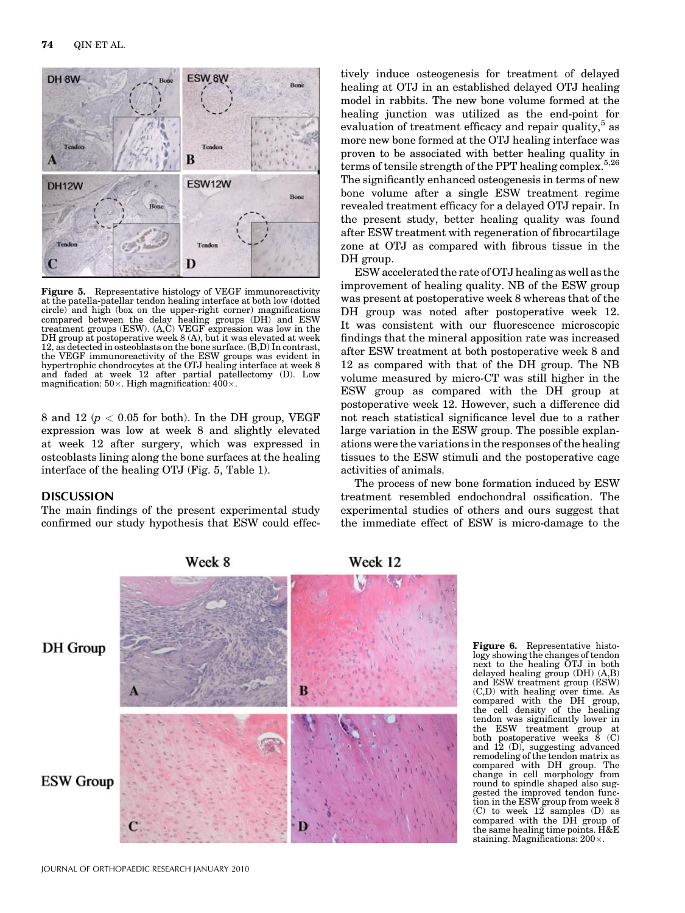Figure 5. Representative histology of VEGF immunoreactivity at the patella-patellar tendon healing interface at both low (dotted circle) and high (box on the upper-right corner) magnifications compared between the delay healing groups (DH) and ESW treatment groups (ESW). (A,C) VEGF expression was low in the DH group at postoperative week 8 (A), but it was elevated at week 12, as detected in osteoblasts on the bone surface. (B,D) In contrast, the VEGF immunoreactivity of the ESW groups was evident in hypertrophic chondrocytes at the OTJ healing interface at week 8 and faded at week 12 after partial patellectomy (D). Low magnification: 50×. High magnification: 400×.

8 and 12 ($p < 0.05$ for both). In the DH group, VEGF expression was low at week 8 and slightly elevated at week 12 after surgery, which was expressed in osteoblasts lining along the bone surfaces at the healing interface of the healing OTJ (Fig. 5, Table 1).

## DISCUSSION

The main findings of the present experimental study confirmed our study hypothesis that ESW could effectively induce osteogenesis for treatment of delayed healing at OTJ in an established delayed OTJ healing model in rabbits. The new bone volume formed at the healing junction was utilized as the end-point for evaluation of treatment efficacy and repair quality,[5] as more new bone formed at the OTJ healing interface was proven to be associated with better healing quality in terms of tensile strength of the PPT healing complex.[5,26] The significantly enhanced osteogenesis in terms of new bone volume after a single ESW treatment regime revealed treatment efficacy for a delayed OTJ repair. In the present study, better healing quality was found after ESW treatment with regeneration of fibrocartilage zone at OTJ as compared with fibrous tissue in the DH group.

ESW accelerated the rate of OTJ healing as well as the improvement of healing quality. NB of the ESW group was present at postoperative week 8 whereas that of the DH group was noted after postoperative week 12. It was consistent with our fluorescence microscopic findings that the mineral apposition rate was increased after ESW treatment at both postoperative week 8 and 12 as compared with that of the DH group. The NB volume measured by micro-CT was still higher in the ESW group as compared with the DH group at postoperative week 12. However, such a difference did not reach statistical significance level due to a rather large variation in the ESW group. The possible explanations were the variations in the responses of the healing tissues to the ESW stimuli and the postoperative cage activities of animals.

The process of new bone formation induced by ESW treatment resembled endochondral ossification. The experimental studies of others and ours suggest that the immediate effect of ESW is micro-damage to the

Figure 6. Representative histology showing the changes of tendon next to the healing OTJ in both delayed healing group (DH) (A,B) and ESW treatment group (ESW) (C,D) with healing over time. As compared with the DH group, the cell density of the healing tendon was significantly lower in the ESW treatment group at both postoperative weeks 8 (C) and 12 (D), suggesting advanced remodeling of the tendon matrix as compared with DH group. The change in cell morphology from round to spindle shaped also suggested the improved tendon function in the ESW group from week 8 (C) to week 12 samples (D) as compared with the DH group of the same healing time points. H&E staining. Magnifications: 200×.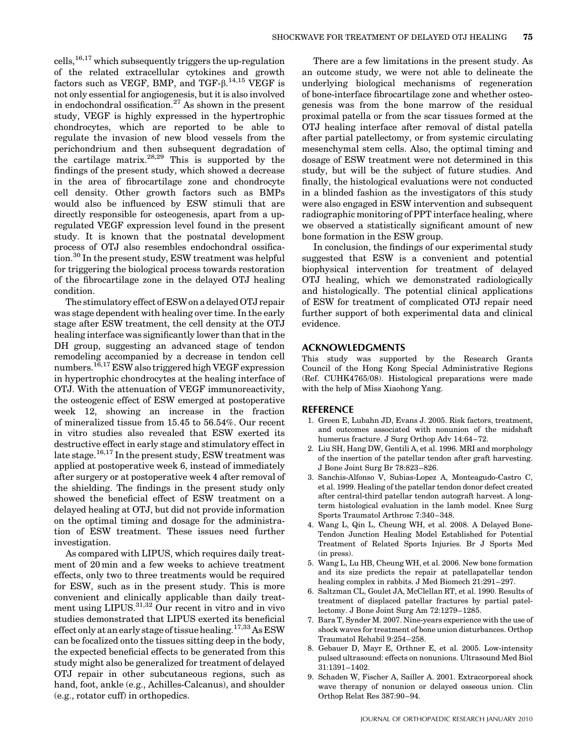cells,[16,17] which subsequently triggers the up-regulation of the related extracellular cytokines and growth factors such as VEGF, BMP, and TGF-β.[14,15] VEGF is not only essential for angiogenesis, but it is also involved in endochondral ossification.[27] As shown in the present study, VEGF is highly expressed in the hypertrophic chondrocytes, which are reported to be able to regulate the invasion of new blood vessels from the perichondrium and then subsequent degradation of the cartilage matrix.[28,29] This is supported by the findings of the present study, which showed a decrease in the area of fibrocartilage zone and chondrocyte cell density. Other growth factors such as BMPs would also be influenced by ESW stimuli that are directly responsible for osteogenesis, apart from a up-regulated VEGF expression level found in the present study. It is known that the postnatal development process of OTJ also resembles endochondral ossification.[30] In the present study, ESW treatment was helpful for triggering the biological process towards restoration of the fibrocartilage zone in the delayed OTJ healing condition.

The stimulatory effect of ESW on a delayed OTJ repair was stage dependent with healing over time. In the early stage after ESW treatment, the cell density at the OTJ healing interface was significantly lower than that in the DH group, suggesting an advanced stage of tendon remodeling accompanied by a decrease in tendon cell numbers.[16,17] ESW also triggered high VEGF expression in hypertrophic chondrocytes at the healing interface of OTJ. With the attenuation of VEGF immunoreactivity, the osteogenic effect of ESW emerged at postoperative week 12, showing an increase in the fraction of mineralized tissue from 15.45 to 56.54%. Our recent in vitro studies also revealed that ESW exerted its destructive effect in early stage and stimulatory effect in late stage.[16,17] In the present study, ESW treatment was applied at postoperative week 6, instead of immediately after surgery or at postoperative week 4 after removal of the shielding. The findings in the present study only showed the beneficial effect of ESW treatment on a delayed healing at OTJ, but did not provide information on the optimal timing and dosage for the administration of ESW treatment. These issues need further investigation.

As compared with LIPUS, which requires daily treatment of 20 min and a few weeks to achieve treatment effects, only two to three treatments would be required for ESW, such as in the present study. This is more convenient and clinically applicable than daily treatment using LIPUS.[31,32] Our recent in vitro and in vivo studies demonstrated that LIPUS exerted its beneficial effect only at an early stage of tissue healing.[17,33] As ESW can be focalized onto the tissues sitting deep in the body, the expected beneficial effects to be generated from this study might also be generalized for treatment of delayed OTJ repair in other subcutaneous regions, such as hand, foot, ankle (e.g., Achilles-Calcanus), and shoulder (e.g., rotator cuff) in orthopedics.

There are a few limitations in the present study. As an outcome study, we were not able to delineate the underlying biological mechanisms of regeneration of bone-interface fibrocartilage zone and whether osteogenesis was from the bone marrow of the residual proximal patella or from the scar tissues formed at the OTJ healing interface after removal of distal patella after partial patellectomy, or from systemic circulating mesenchymal stem cells. Also, the optimal timing and dosage of ESW treatment were not determined in this study, but will be the subject of future studies. And finally, the histological evaluations were not conducted in a blinded fashion as the investigators of this study were also engaged in ESW intervention and subsequent radiographic monitoring of PPT interface healing, where we observed a statistically significant amount of new bone formation in the ESW group.

In conclusion, the findings of our experimental study suggested that ESW is a convenient and potential biophysical intervention for treatment of delayed OTJ healing, which we demonstrated radiologically and histologically. The potential clinical applications of ESW for treatment of complicated OTJ repair need further support of both experimental data and clinical evidence.

## ACKNOWLEDGMENTS

This study was supported by the Research Grants Council of the Hong Kong Special Administrative Regions (Ref. CUHK4765/08). Histological preparations were made with the help of Miss Xiaohong Yang.

## REFERENCE

1. Green E, Lubahn JD, Evans J. 2005. Risk factors, treatment, and outcomes associated with nonunion of the midshaft humerus fracture. J Surg Orthop Adv 14:64–72.
2. Liu SH, Hang DW, Gentili A, et al. 1996. MRI and morphology of the insertion of the patellar tendon after graft harvesting. J Bone Joint Surg Br 78:823–826.
3. Sanchis-Alfonso V, Subias-Lopez A, Monteagudo-Castro C, et al. 1999. Healing of the patellar tendon donor defect created after central-third patellar tendon autograft harvest. A long-term histological evaluation in the lamb model. Knee Surg Sports Traumatol Arthrosc 7:340–348.
4. Wang L, Qin L, Cheung WH, et al. 2008. A Delayed Bone-Tendon Junction Healing Model Established for Potential Treatment of Related Sports Injuries. Br J Sports Med (in press).
5. Wang L, Lu HB, Cheung WH, et al. 2006. New bone formation and its size predicts the repair at patellapatellar tendon healing complex in rabbits. J Med Biomech 21:291–297.
6. Saltzman CL, Goulet JA, McClellan RT, et al. 1990. Results of treatment of displaced patellar fractures by partial patellectomy. J Bone Joint Surg Am 72:1279–1285.
7. Bara T, Synder M. 2007. Nine-years experience with the use of shock waves for treatment of bone union disturbances. Orthop Traumatol Rehabil 9:254–258.
8. Gebauer D, Mayr E, Orthner E, et al. 2005. Low-intensity pulsed ultrasound: effects on nonunions. Ultrasound Med Biol 31:1391–1402.
9. Schaden W, Fischer A, Sailler A. 2001. Extracorporeal shock wave therapy of nonunion or delayed osseous union. Clin Orthop Relat Res 387:90–94.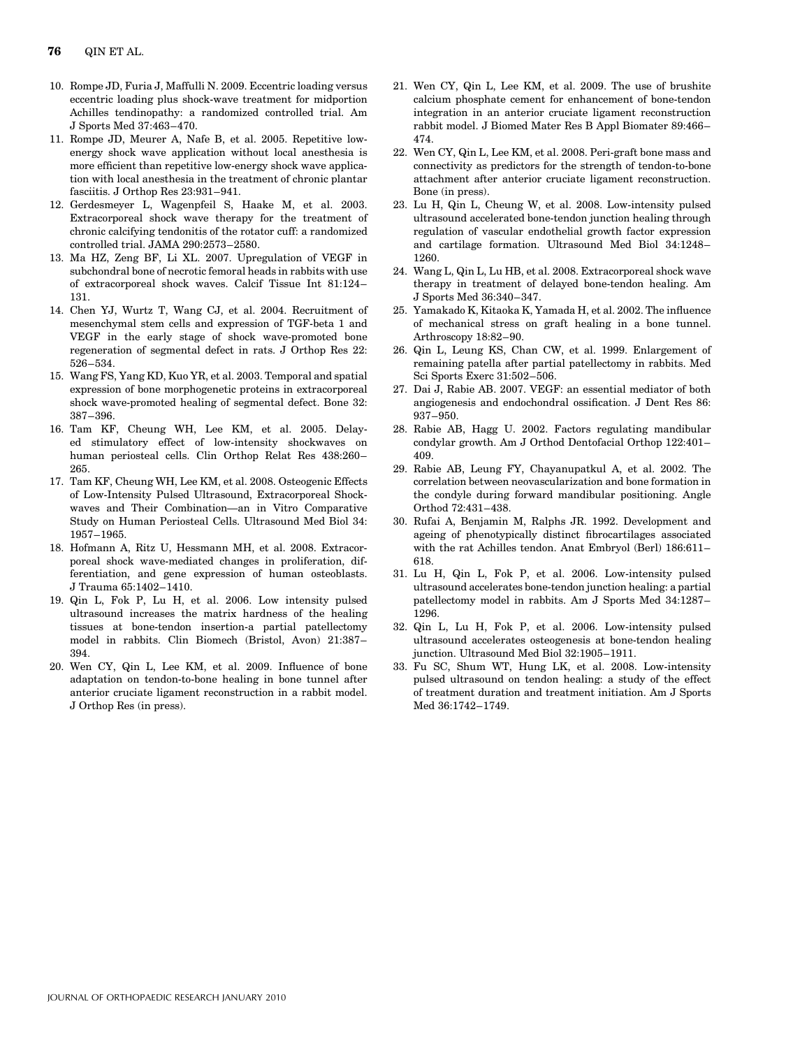10. Rompe JD, Furia J, Maffulli N. 2009. Eccentric loading versus eccentric loading plus shock-wave treatment for midportion Achilles tendinopathy: a randomized controlled trial. Am J Sports Med 37:463–470.
11. Rompe JD, Meurer A, Nafe B, et al. 2005. Repetitive low-energy shock wave application without local anesthesia is more efficient than repetitive low-energy shock wave application with local anesthesia in the treatment of chronic plantar fasciitis. J Orthop Res 23:931–941.
12. Gerdesmeyer L, Wagenpfeil S, Haake M, et al. 2003. Extracorporeal shock wave therapy for the treatment of chronic calcifying tendonitis of the rotator cuff: a randomized controlled trial. JAMA 290:2573–2580.
13. Ma HZ, Zeng BF, Li XL. 2007. Upregulation of VEGF in subchondral bone of necrotic femoral heads in rabbits with use of extracorporeal shock waves. Calcif Tissue Int 81:124–131.
14. Chen YJ, Wurtz T, Wang CJ, et al. 2004. Recruitment of mesenchymal stem cells and expression of TGF-beta 1 and VEGF in the early stage of shock wave-promoted bone regeneration of segmental defect in rats. J Orthop Res 22: 526–534.
15. Wang FS, Yang KD, Kuo YR, et al. 2003. Temporal and spatial expression of bone morphogenetic proteins in extracorporeal shock wave-promoted healing of segmental defect. Bone 32: 387–396.
16. Tam KF, Cheung WH, Lee KM, et al. 2005. Delayed stimulatory effect of low-intensity shockwaves on human periosteal cells. Clin Orthop Relat Res 438:260–265.
17. Tam KF, Cheung WH, Lee KM, et al. 2008. Osteogenic Effects of Low-Intensity Pulsed Ultrasound, Extracorporeal Shockwaves and Their Combination—an in Vitro Comparative Study on Human Periosteal Cells. Ultrasound Med Biol 34: 1957–1965.
18. Hofmann A, Ritz U, Hessmann MH, et al. 2008. Extracorporeal shock wave-mediated changes in proliferation, differentiation, and gene expression of human osteoblasts. J Trauma 65:1402–1410.
19. Qin L, Fok P, Lu H, et al. 2006. Low intensity pulsed ultrasound increases the matrix hardness of the healing tissues at bone-tendon insertion-a partial patellectomy model in rabbits. Clin Biomech (Bristol, Avon) 21:387–394.
20. Wen CY, Qin L, Lee KM, et al. 2009. Influence of bone adaptation on tendon-to-bone healing in bone tunnel after anterior cruciate ligament reconstruction in a rabbit model. J Orthop Res (in press).
21. Wen CY, Qin L, Lee KM, et al. 2009. The use of brushite calcium phosphate cement for enhancement of bone-tendon integration in an anterior cruciate ligament reconstruction rabbit model. J Biomed Mater Res B Appl Biomater 89:466–474.
22. Wen CY, Qin L, Lee KM, et al. 2008. Peri-graft bone mass and connectivity as predictors for the strength of tendon-to-bone attachment after anterior cruciate ligament reconstruction. Bone (in press).
23. Lu H, Qin L, Cheung W, et al. 2008. Low-intensity pulsed ultrasound accelerated bone-tendon junction healing through regulation of vascular endothelial growth factor expression and cartilage formation. Ultrasound Med Biol 34:1248–1260.
24. Wang L, Qin L, Lu HB, et al. 2008. Extracorporeal shock wave therapy in treatment of delayed bone-tendon healing. Am J Sports Med 36:340–347.
25. Yamakado K, Kitaoka K, Yamada H, et al. 2002. The influence of mechanical stress on graft healing in a bone tunnel. Arthroscopy 18:82–90.
26. Qin L, Leung KS, Chan CW, et al. 1999. Enlargement of remaining patella after partial patellectomy in rabbits. Med Sci Sports Exerc 31:502–506.
27. Dai J, Rabie AB. 2007. VEGF: an essential mediator of both angiogenesis and endochondral ossification. J Dent Res 86: 937–950.
28. Rabie AB, Hagg U. 2002. Factors regulating mandibular condylar growth. Am J Orthod Dentofacial Orthop 122:401–409.
29. Rabie AB, Leung FY, Chayanupatkul A, et al. 2002. The correlation between neovascularization and bone formation in the condyle during forward mandibular positioning. Angle Orthod 72:431–438.
30. Rufai A, Benjamin M, Ralphs JR. 1992. Development and ageing of phenotypically distinct fibrocartilages associated with the rat Achilles tendon. Anat Embryol (Berl) 186:611–618.
31. Lu H, Qin L, Fok P, et al. 2006. Low-intensity pulsed ultrasound accelerates bone-tendon junction healing: a partial patellectomy model in rabbits. Am J Sports Med 34:1287–1296.
32. Qin L, Lu H, Fok P, et al. 2006. Low-intensity pulsed ultrasound accelerates osteogenesis at bone-tendon healing junction. Ultrasound Med Biol 32:1905–1911.
33. Fu SC, Shum WT, Hung LK, et al. 2008. Low-intensity pulsed ultrasound on tendon healing: a study of the effect of treatment duration and treatment initiation. Am J Sports Med 36:1742–1749.